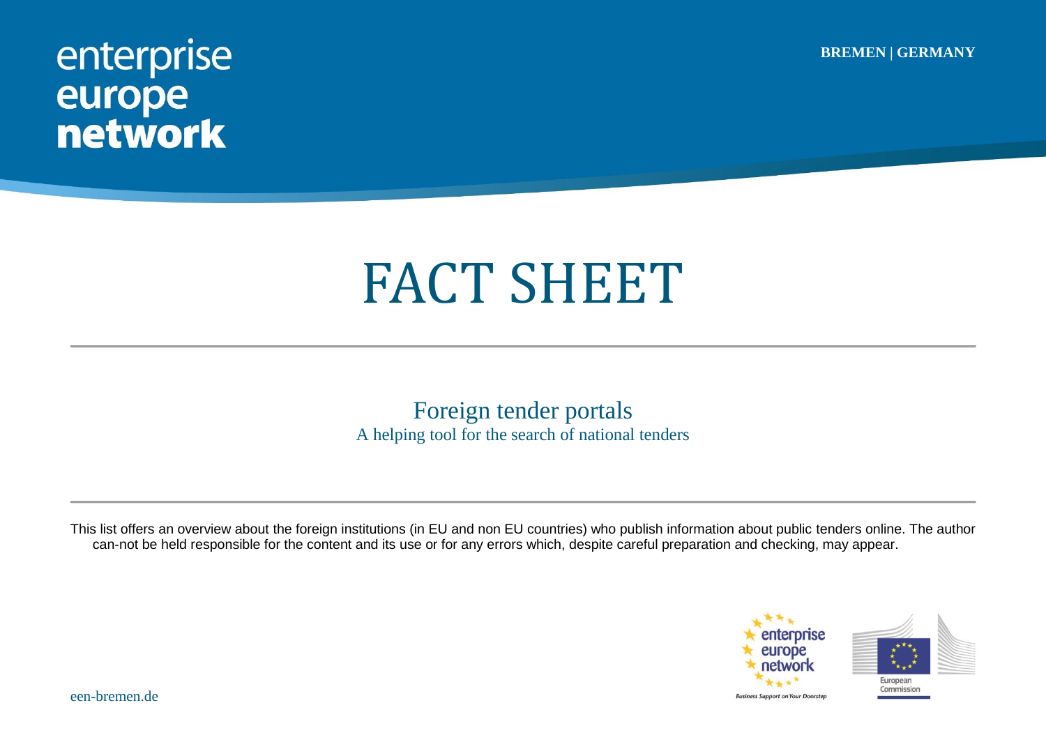enterprise europe network

BREMEN | GERMANY

# FACT SHEET

## Foreign tender portals

A helping tool for the search of national tenders

This list offers an overview about the foreign institutions (in EU and non EU countries) who publish information about public tenders online. The author can-not be held responsible for the content and its use or for any errors which, despite careful preparation and checking, may appear.

een-bremen.de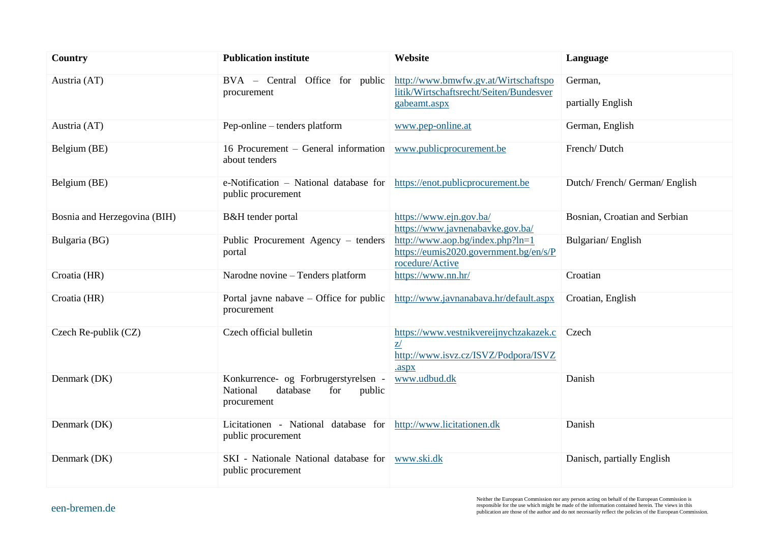| Country | Publication institute | Website | Language |
|---|---|---|---|
| Austria (AT) | BVA – Central Office for public procurement | http://www.bmwfw.gv.at/Wirtschaftspolitik/Wirtschaftsrecht/Seiten/Bundesvergabeamt.aspx | German, partially English |
| Austria (AT) | Pep-online – tenders platform | www.pep-online.at | German, English |
| Belgium (BE) | 16 Procurement – General information about tenders | www.publicprocurement.be | French/ Dutch |
| Belgium (BE) | e-Notification – National database for public procurement | https://enot.publicprocurement.be | Dutch/ French/ German/ English |
| Bosnia and Herzegovina (BIH) | B&H tender portal | https://www.ejn.gov.ba/ https://www.javnenabavke.gov.ba/ | Bosnian, Croatian and Serbian |
| Bulgaria (BG) | Public Procurement Agency – tenders portal | http://www.aop.bg/index.php?ln=1 https://eumis2020.government.bg/en/s/Procedure/Active | Bulgarian/ English |
| Croatia (HR) | Narodne novine – Tenders platform | https://www.nn.hr/ | Croatian |
| Croatia (HR) | Portal javne nabave – Office for public procurement | http://www.javnanabava.hr/default.aspx | Croatian, English |
| Czech Re-publik (CZ) | Czech official bulletin | https://www.vestnikvereijnychzakazek.cz/ http://www.isvz.cz/ISVZ/Podpora/ISVZ.aspx | Czech |
| Denmark (DK) | Konkurrence- og Forbrugerstyrelsen - National database for public procurement | www.udbud.dk | Danish |
| Denmark (DK) | Licitationen - National database for public procurement | http://www.licitationen.dk | Danish |
| Denmark (DK) | SKI - Nationale National database for public procurement | www.ski.dk | Danisch, partially English |

een-bremen.de

Neither the European Commission nor any person acting on behalf of the European Commission is responsible for the use which might be made of the information contained herein. The views in this publication are those of the author and do not necessarily reflect the policies of the European Commission.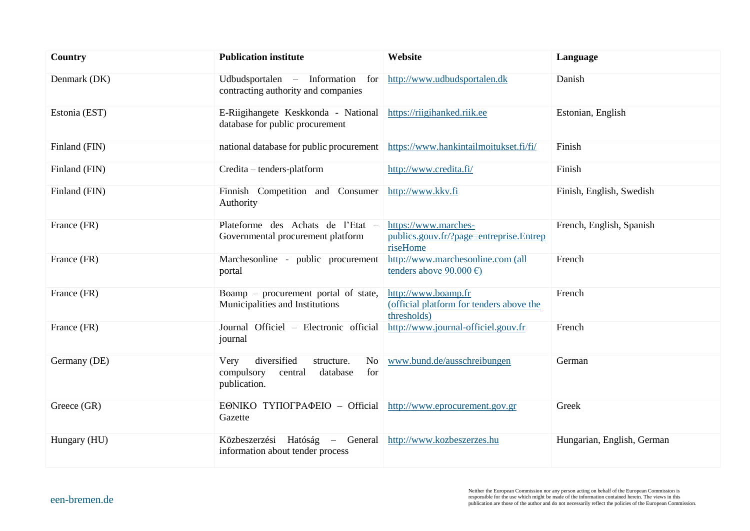| Country | Publication institute | Website | Language |
|---|---|---|---|
| Denmark (DK) | Udbudsportalen – Information for contracting authority and companies | http://www.udbudsportalen.dk | Danish |
| Estonia (EST) | E-Riigihangete Keskkonda - National database for public procurement | https://riigihanked.riik.ee | Estonian, English |
| Finland (FIN) | national database for public procurement | https://www.hankintailmoitukset.fi/fi/ | Finish |
| Finland (FIN) | Credita – tenders-platform | http://www.credita.fi/ | Finish |
| Finland (FIN) | Finnish Competition and Consumer Authority | http://www.kkv.fi | Finish, English, Swedish |
| France (FR) | Plateforme des Achats de l'Etat – Governmental procurement platform | https://www.marches-publics.gouv.fr/?page=entreprise.EntrepriseHome | French, English, Spanish |
| France (FR) | Marchesonline - public procurement portal | http://www.marchesonline.com (all tenders above 90.000 €) | French |
| France (FR) | Boamp – procurement portal of state, Municipalities and Institutions | http://www.boamp.fr (official platform for tenders above the thresholds) | French |
| France (FR) | Journal Officiel – Electronic official journal | http://www.journal-officiel.gouv.fr | French |
| Germany (DE) | Very diversified structure. No compulsory central database for publication. | www.bund.de/ausschreibungen | German |
| Greece (GR) | ΕΘΝΙΚΟ ΤΥΠΟΓΡΑΦΕΙΟ – Official Gazette | http://www.eprocurement.gov.gr | Greek |
| Hungary (HU) | Közbeszerzési Hatóság – General information about tender process | http://www.kozbeszerzes.hu | Hungarian, English, German |

een-bremen.de

Neither the European Commission nor any person acting on behalf of the European Commission is responsible for the use which might be made of the information contained herein. The views in this publication are those of the author and do not necessarily reflect the policies of the European Commission.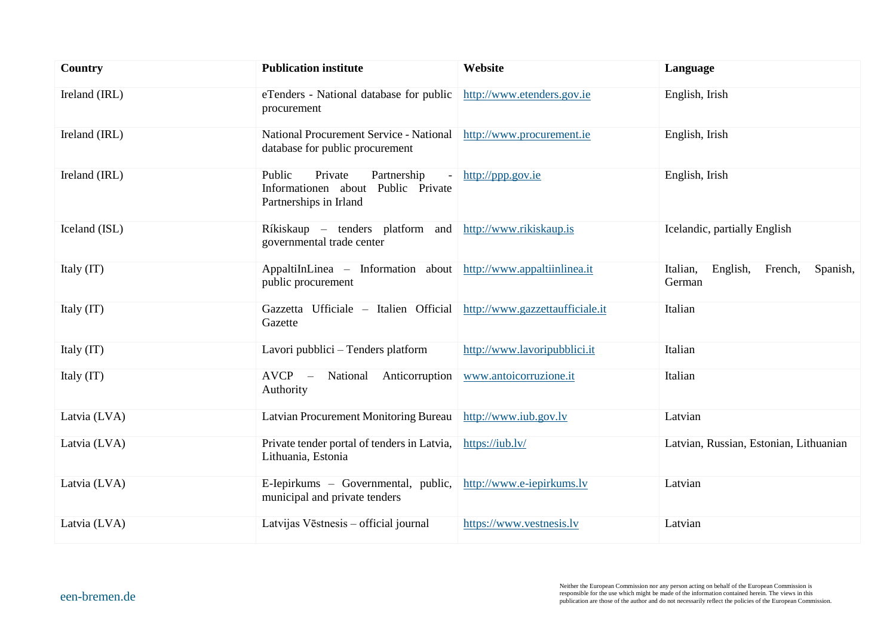| Country | Publication institute | Website | Language |
|---|---|---|---|
| Ireland (IRL) | eTenders - National database for public procurement | http://www.etenders.gov.ie | English, Irish |
| Ireland (IRL) | National Procurement Service - National database for public procurement | http://www.procurement.ie | English, Irish |
| Ireland (IRL) | Public Private Partnership - Informationen about Public Private Partnerships in Irland | http://ppp.gov.ie | English, Irish |
| Iceland (ISL) | Ríkiskaup – tenders platform and governmental trade center | http://www.rikiskaup.is | Icelandic, partially English |
| Italy (IT) | AppaltiInLinea – Information about public procurement | http://www.appaltiinlinea.it | Italian, English, French, Spanish, German |
| Italy (IT) | Gazzetta Ufficiale – Italien Official Gazette | http://www.gazzettaufficiale.it | Italian |
| Italy (IT) | Lavori pubblici – Tenders platform | http://www.lavoripubblici.it | Italian |
| Italy (IT) | AVCP – National Anticorruption Authority | www.antoicorruzione.it | Italian |
| Latvia (LVA) | Latvian Procurement Monitoring Bureau | http://www.iub.gov.lv | Latvian |
| Latvia (LVA) | Private tender portal of tenders in Latvia, Lithuania, Estonia | https://iub.lv/ | Latvian, Russian, Estonian, Lithuanian |
| Latvia (LVA) | E-Iepirkums – Governmental, public, municipal and private tenders | http://www.e-iepirkums.lv | Latvian |
| Latvia (LVA) | Latvijas Vēstnesis – official journal | https://www.vestnesis.lv | Latvian |

een-bremen.de

Neither the European Commission nor any person acting on behalf of the European Commission is responsible for the use which might be made of the information contained herein. The views in this publication are those of the author and do not necessarily reflect the policies of the European Commission.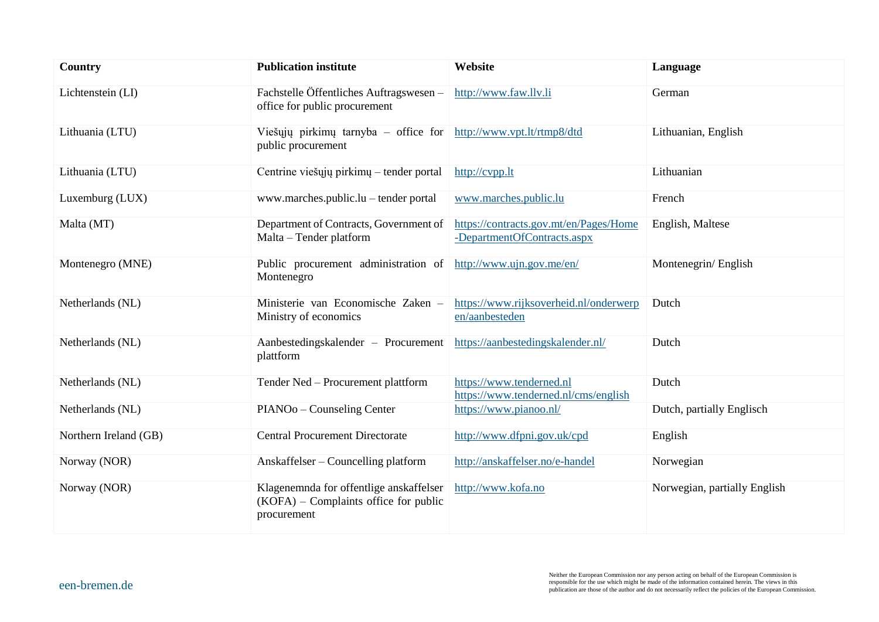| Country | Publication institute | Website | Language |
|---|---|---|---|
| Lichtenstein (LI) | Fachstelle Öffentliches Auftragswesen – office for public procurement | http://www.faw.llv.li | German |
| Lithuania (LTU) | Viešųjų pirkimų tarnyba – office for public procurement | http://www.vpt.lt/rtmp8/dtd | Lithuanian, English |
| Lithuania (LTU) | Centrine viešųjų pirkimų – tender portal | http://cvpp.lt | Lithuanian |
| Luxemburg (LUX) | www.marches.public.lu – tender portal | www.marches.public.lu | French |
| Malta (MT) | Department of Contracts, Government of Malta – Tender platform | https://contracts.gov.mt/en/Pages/Home-DepartmentOfContracts.aspx | English, Maltese |
| Montenegro (MNE) | Public procurement administration of Montenegro | http://www.ujn.gov.me/en/ | Montenegrin/ English |
| Netherlands (NL) | Ministerie van Economische Zaken – Ministry of economics | https://www.rijksoverheid.nl/onderwerpen/aanbesteden | Dutch |
| Netherlands (NL) | Aanbestedingskalender – Procurement plattform | https://aanbestedingskalender.nl/ | Dutch |
| Netherlands (NL) | Tender Ned – Procurement plattform | https://www.tenderned.nl https://www.tenderned.nl/cms/english | Dutch |
| Netherlands (NL) | PIANOo – Counseling Center | https://www.pianoo.nl/ | Dutch, partially Englisch |
| Northern Ireland (GB) | Central Procurement Directorate | http://www.dfpni.gov.uk/cpd | English |
| Norway (NOR) | Anskaffelser – Councelling platform | http://anskaffelser.no/e-handel | Norwegian |
| Norway (NOR) | Klagenemnda for offentlige anskaffelser (KOFA) – Complaints office for public procurement | http://www.kofa.no | Norwegian, partially English |

Neither the European Commission nor any person acting on behalf of the European Commission is responsible for the use which might be made of the information contained herein. The views in this publication are those of the author and do not necessarily reflect the policies of the European Commission.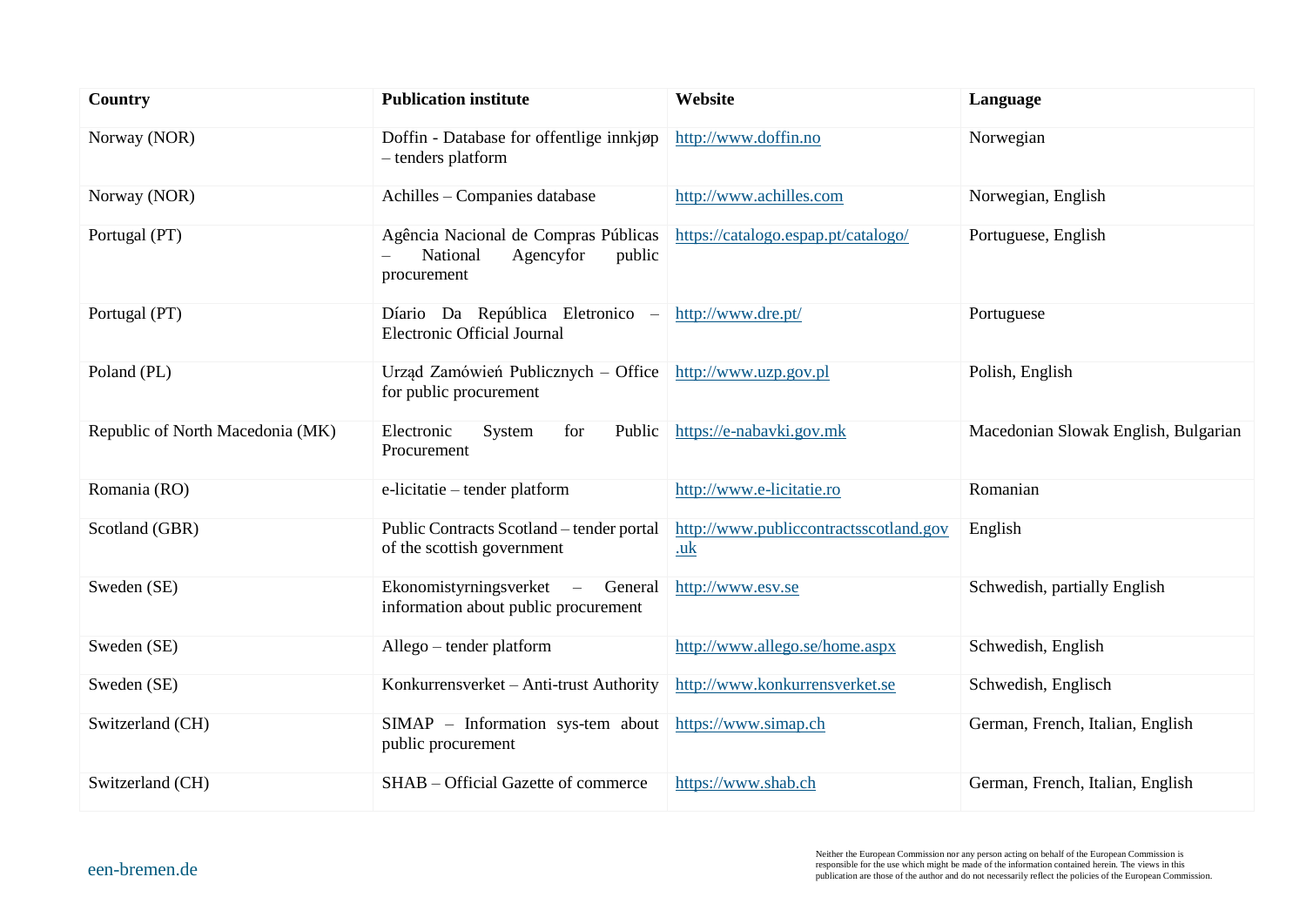| Country | Publication institute | Website | Language |
|---|---|---|---|
| Norway (NOR) | Doffin - Database for offentlige innkjøp – tenders platform | http://www.doffin.no | Norwegian |
| Norway (NOR) | Achilles – Companies database | http://www.achilles.com | Norwegian, English |
| Portugal (PT) | Agência Nacional de Compras Públicas – National Agencyfor public procurement | https://catalogo.espap.pt/catalogo/ | Portuguese, English |
| Portugal (PT) | Díario Da República Eletronico – Electronic Official Journal | http://www.dre.pt/ | Portuguese |
| Poland (PL) | Urząd Zamówień Publicznych – Office for public procurement | http://www.uzp.gov.pl | Polish, English |
| Republic of North Macedonia (MK) | Electronic System for Public Procurement | https://e-nabavki.gov.mk | Macedonian Slowak English, Bulgarian |
| Romania (RO) | e-licitatie – tender platform | http://www.e-licitatie.ro | Romanian |
| Scotland (GBR) | Public Contracts Scotland – tender portal of the scottish government | http://www.publiccontractsscotland.gov.uk | English |
| Sweden (SE) | Ekonomistyrningsverket – General information about public procurement | http://www.esv.se | Schwedish, partially English |
| Sweden (SE) | Allego – tender platform | http://www.allego.se/home.aspx | Schwedish, English |
| Sweden (SE) | Konkurrensverket – Anti-trust Authority | http://www.konkurrensverket.se | Schwedish, Englisch |
| Switzerland (CH) | SIMAP – Information sys-tem about public procurement | https://www.simap.ch | German, French, Italian, English |
| Switzerland (CH) | SHAB – Official Gazette of commerce | https://www.shab.ch | German, French, Italian, English |

een-bremen.de

Neither the European Commission nor any person acting on behalf of the European Commission is responsible for the use which might be made of the information contained herein. The views in this publication are those of the author and do not necessarily reflect the policies of the European Commission.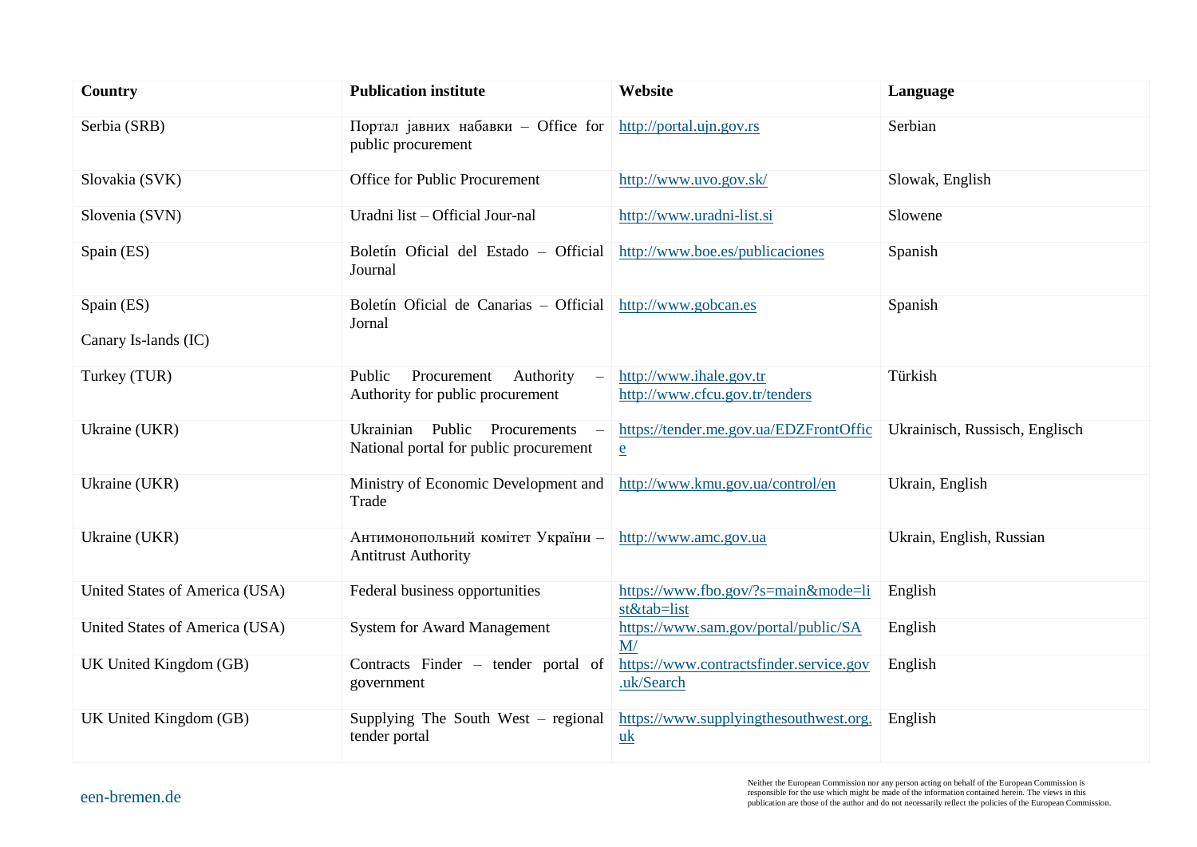| Country | Publication institute | Website | Language |
|---|---|---|---|
| Serbia (SRB) | Портал јавних набавки – Office for public procurement | http://portal.ujn.gov.rs | Serbian |
| Slovakia (SVK) | Office for Public Procurement | http://www.uvo.gov.sk/ | Slowak, English |
| Slovenia (SVN) | Uradni list – Official Jour-nal | http://www.uradni-list.si | Slowene |
| Spain (ES) | Boletín Oficial del Estado – Official Journal | http://www.boe.es/publicaciones | Spanish |
| Spain (ES)<br>Canary Is-lands (IC) | Boletín Oficial de Canarias – Official Jornal | http://www.gobcan.es | Spanish |
| Turkey (TUR) | Public Procurement Authority – Authority for public procurement | http://www.ihale.gov.tr<br>http://www.cfcu.gov.tr/tenders | Türkish |
| Ukraine (UKR) | Ukrainian Public Procurements – National portal for public procurement | https://tender.me.gov.ua/EDZFrontOffice | Ukrainisch, Russisch, Englisch |
| Ukraine (UKR) | Ministry of Economic Development and Trade | http://www.kmu.gov.ua/control/en | Ukrain, English |
| Ukraine (UKR) | Антимонопольний комітет України – Antitrust Authority | http://www.amc.gov.ua | Ukrain, English, Russian |
| United States of America (USA) | Federal business opportunities | https://www.fbo.gov/?s=main&mode=list&tab=list | English |
| United States of America (USA) | System for Award Management | https://www.sam.gov/portal/public/SAM/ | English |
| UK United Kingdom (GB) | Contracts Finder – tender portal of government | https://www.contractsfinder.service.gov.uk/Search | English |
| UK United Kingdom (GB) | Supplying The South West – regional tender portal | https://www.supplyingthesouthwest.org.uk | English |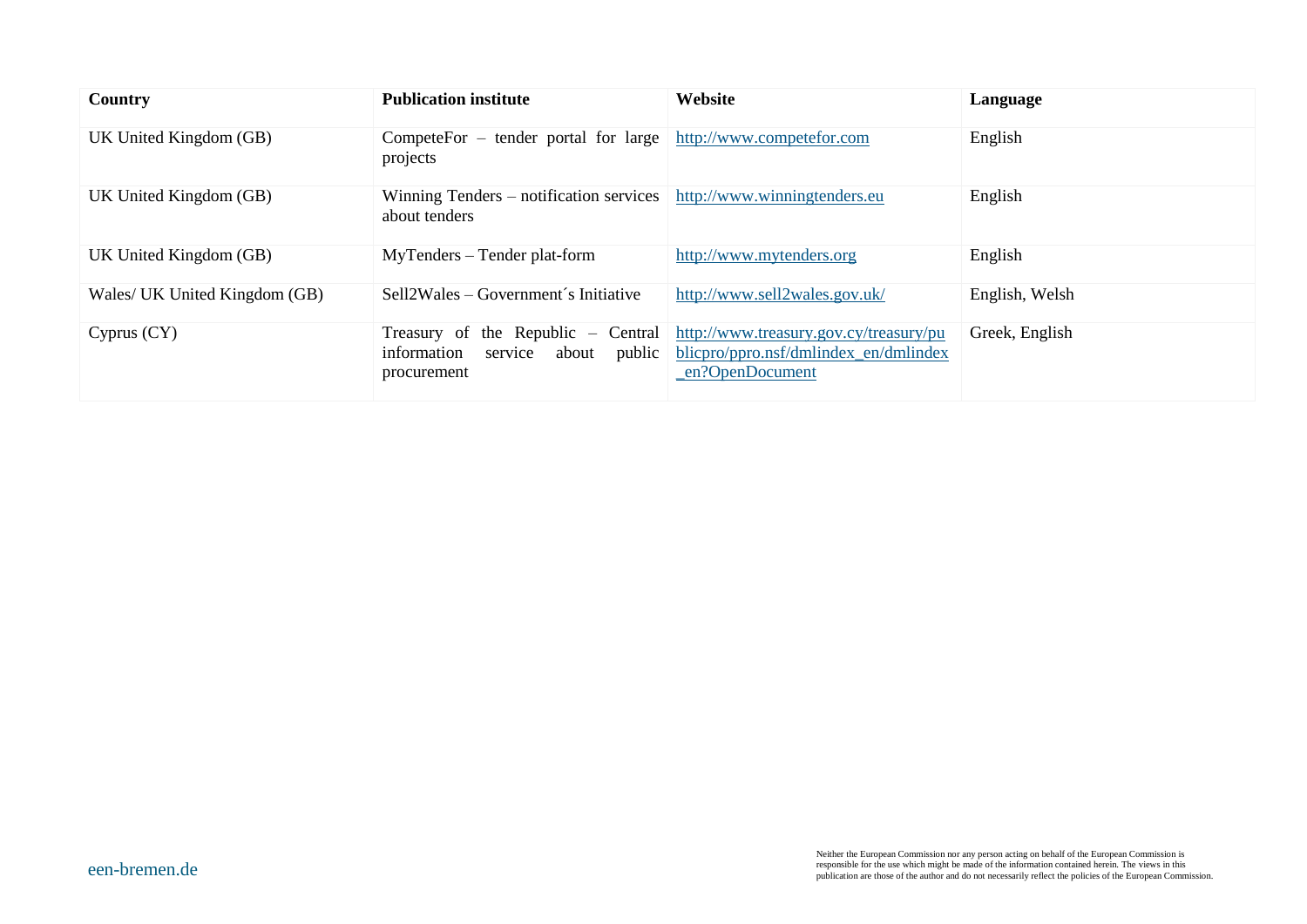| Country | Publication institute | Website | Language |
|---|---|---|---|
| UK United Kingdom (GB) | CompeteFor – tender portal for large projects | http://www.competefor.com | English |
| UK United Kingdom (GB) | Winning Tenders – notification services about tenders | http://www.winningtenders.eu | English |
| UK United Kingdom (GB) | MyTenders – Tender plat-form | http://www.mytenders.org | English |
| Wales/ UK United Kingdom (GB) | Sell2Wales – Government´s Initiative | http://www.sell2wales.gov.uk/ | English, Welsh |
| Cyprus (CY) | Treasury of the Republic – Central information service about public procurement | http://www.treasury.gov.cy/treasury/publicpro/ppro.nsf/dmlindex_en/dmlindex_en?OpenDocument | Greek, English |